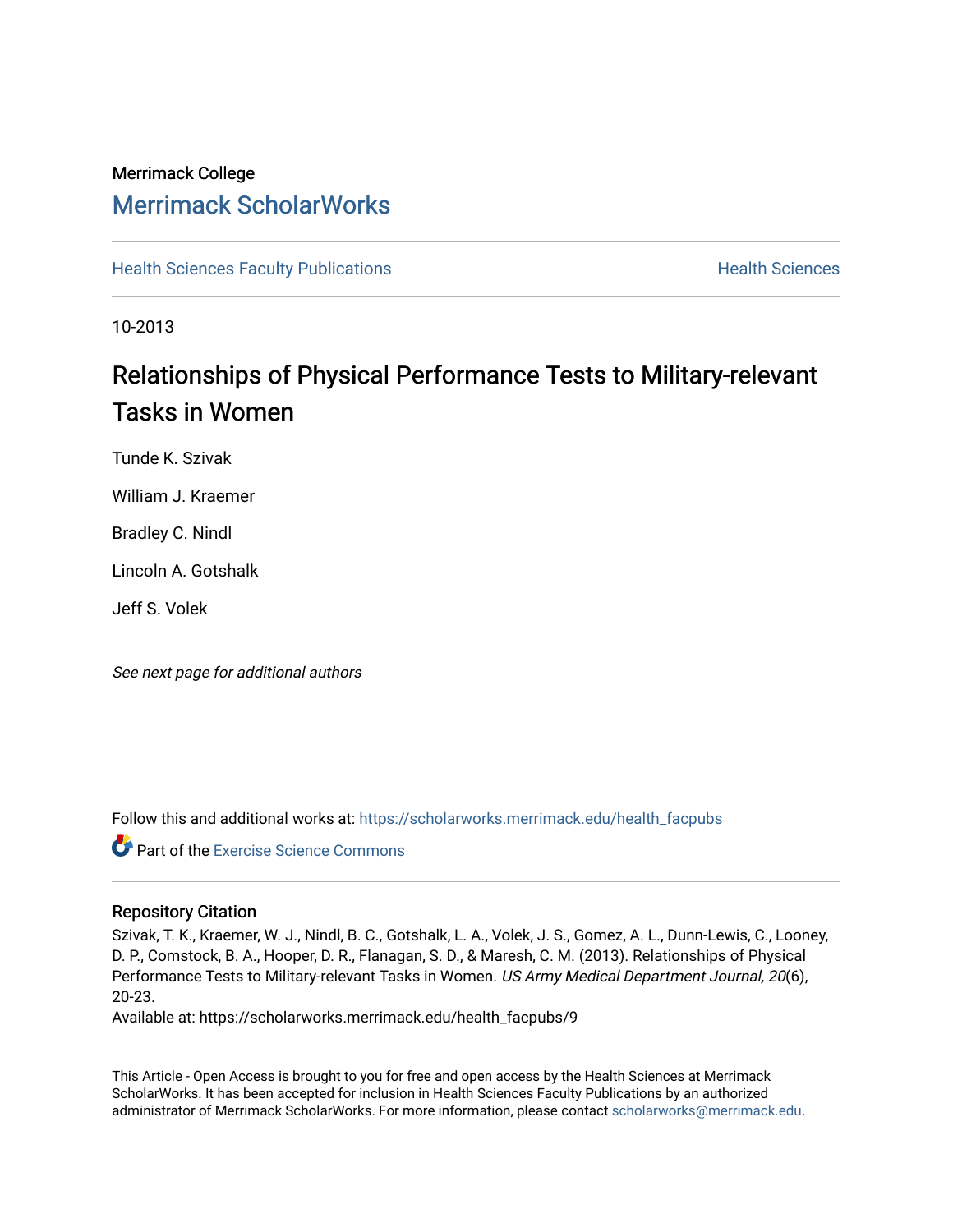Merrimack College

# Merrimack ScholarWorks

Health Sciences Faculty Publications | Health Sciences

10-2013

# Relationships of Physical Performance Tests to Military-relevant Tasks in Women

Tunde K. Szivak

William J. Kraemer

Bradley C. Nindl

Lincoln A. Gotshalk

Jeff S. Volek

*See next page for additional authors*

Follow this and additional works at: https://scholarworks.merrimack.edu/health_facpubs

Part of the Exercise Science Commons

## Repository Citation

Szivak, T. K., Kraemer, W. J., Nindl, B. C., Gotshalk, L. A., Volek, J. S., Gomez, A. L., Dunn-Lewis, C., Looney, D. P., Comstock, B. A., Hooper, D. R., Flanagan, S. D., & Maresh, C. M. (2013). Relationships of Physical Performance Tests to Military-relevant Tasks in Women. *US Army Medical Department Journal, 20*(6), 20-23.

Available at: https://scholarworks.merrimack.edu/health_facpubs/9

This Article - Open Access is brought to you for free and open access by the Health Sciences at Merrimack ScholarWorks. It has been accepted for inclusion in Health Sciences Faculty Publications by an authorized administrator of Merrimack ScholarWorks. For more information, please contact scholarworks@merrimack.edu.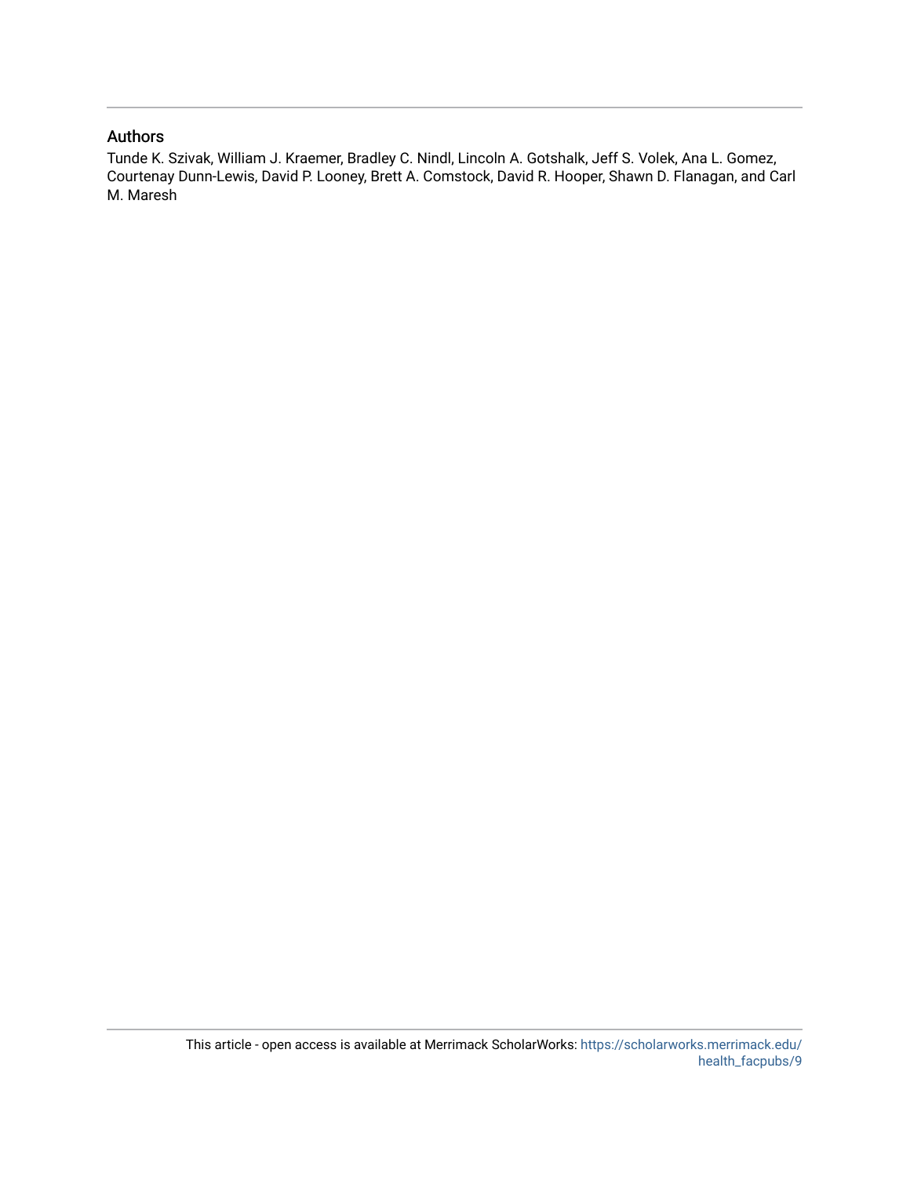## Authors

Tunde K. Szivak, William J. Kraemer, Bradley C. Nindl, Lincoln A. Gotshalk, Jeff S. Volek, Ana L. Gomez, Courtenay Dunn-Lewis, David P. Looney, Brett A. Comstock, David R. Hooper, Shawn D. Flanagan, and Carl M. Maresh

This article - open access is available at Merrimack ScholarWorks: https://scholarworks.merrimack.edu/health_facpubs/9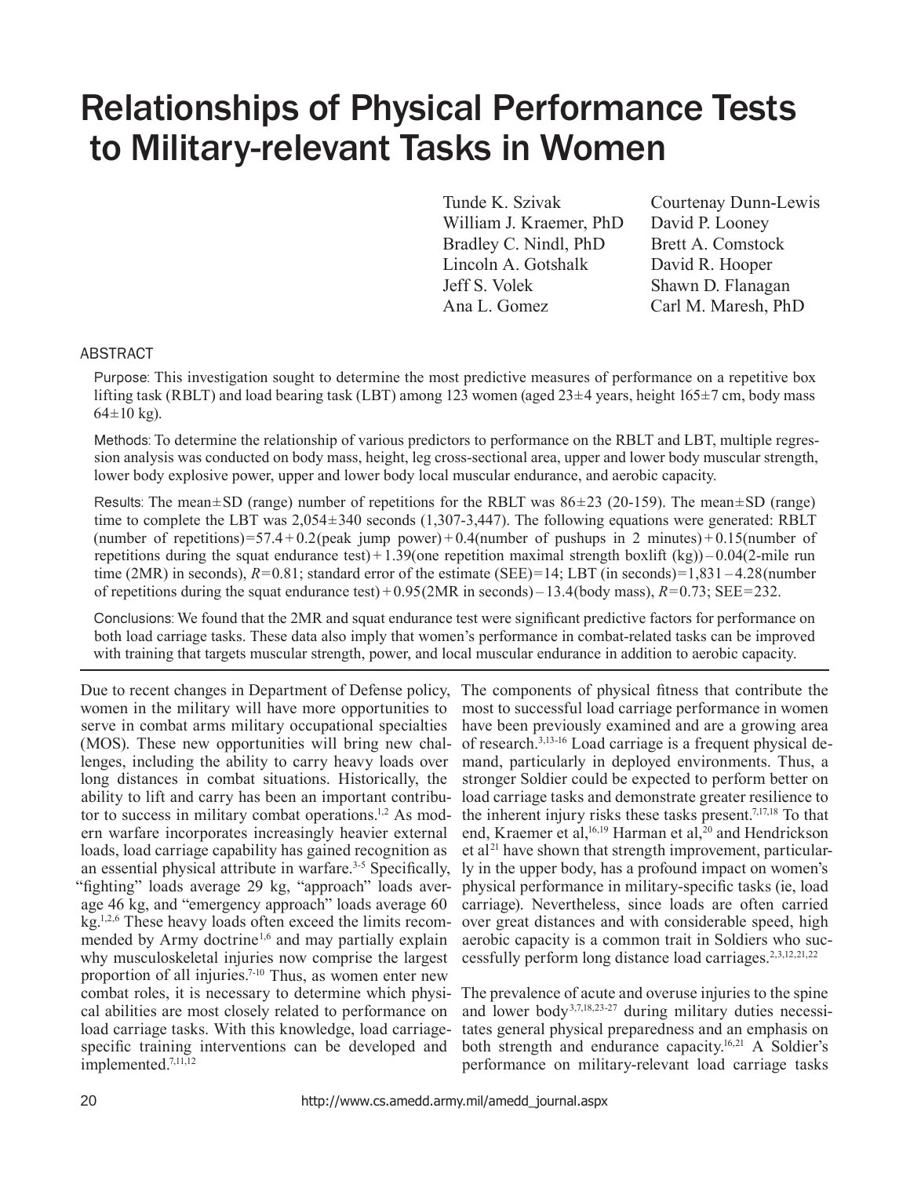# Relationships of Physical Performance Tests to Military-relevant Tasks in Women

Tunde K. Szivak
William J. Kraemer, PhD
Bradley C. Nindl, PhD
Lincoln A. Gotshalk
Jeff S. Volek
Ana L. Gomez
Courtenay Dunn-Lewis
David P. Looney
Brett A. Comstock
David R. Hooper
Shawn D. Flanagan
Carl M. Maresh, PhD

## ABSTRACT

Purpose: This investigation sought to determine the most predictive measures of performance on a repetitive box lifting task (RBLT) and load bearing task (LBT) among 123 women (aged 23±4 years, height 165±7 cm, body mass 64±10 kg).

Methods: To determine the relationship of various predictors to performance on the RBLT and LBT, multiple regression analysis was conducted on body mass, height, leg cross-sectional area, upper and lower body muscular strength, lower body explosive power, upper and lower body local muscular endurance, and aerobic capacity.

Results: The mean±SD (range) number of repetitions for the RBLT was 86±23 (20-159). The mean±SD (range) time to complete the LBT was 2,054±340 seconds (1,307-3,447). The following equations were generated: RBLT (number of repetitions)=57.4+0.2(peak jump power)+0.4(number of pushups in 2 minutes)+0.15(number of repetitions during the squat endurance test)+1.39(one repetition maximal strength boxlift (kg))–0.04(2-mile run time (2MR) in seconds), $R$=0.81; standard error of the estimate (SEE)=14; LBT (in seconds)=1,831–4.28(number of repetitions during the squat endurance test)+0.95(2MR in seconds)–13.4(body mass), $R$=0.73; SEE=232.

Conclusions: We found that the 2MR and squat endurance test were significant predictive factors for performance on both load carriage tasks. These data also imply that women's performance in combat-related tasks can be improved with training that targets muscular strength, power, and local muscular endurance in addition to aerobic capacity.

---

Due to recent changes in Department of Defense policy, women in the military will have more opportunities to serve in combat arms military occupational specialties (MOS). These new opportunities will bring new challenges, including the ability to carry heavy loads over long distances in combat situations. Historically, the ability to lift and carry has been an important contributor to success in military combat operations.[1,2] As modern warfare incorporates increasingly heavier external loads, load carriage capability has gained recognition as an essential physical attribute in warfare.[3-5] Specifically, "fighting" loads average 29 kg, "approach" loads average 46 kg, and "emergency approach" loads average 60 kg.[1,2,6] These heavy loads often exceed the limits recommended by Army doctrine[1,6] and may partially explain why musculoskeletal injuries now comprise the largest proportion of all injuries.[7-10] Thus, as women enter new combat roles, it is necessary to determine which physical abilities are most closely related to performance on load carriage tasks. With this knowledge, load carriage-specific training interventions can be developed and implemented.[7,11,12]

The components of physical fitness that contribute the most to successful load carriage performance in women have been previously examined and are a growing area of research.[3,13-16] Load carriage is a frequent physical demand, particularly in deployed environments. Thus, a stronger Soldier could be expected to perform better on load carriage tasks and demonstrate greater resilience to the inherent injury risks these tasks present.[7,17,18] To that end, Kraemer et al,[16,19] Harman et al,[20] and Hendrickson et al[21] have shown that strength improvement, particularly in the upper body, has a profound impact on women's physical performance in military-specific tasks (ie, load carriage). Nevertheless, since loads are often carried over great distances and with considerable speed, high aerobic capacity is a common trait in Soldiers who successfully perform long distance load carriages.[2,3,12,21,22]

The prevalence of acute and overuse injuries to the spine and lower body[3,7,18,23-27] during military duties necessitates general physical preparedness and an emphasis on both strength and endurance capacity.[16,21] A Soldier's performance on military-relevant load carriage tasks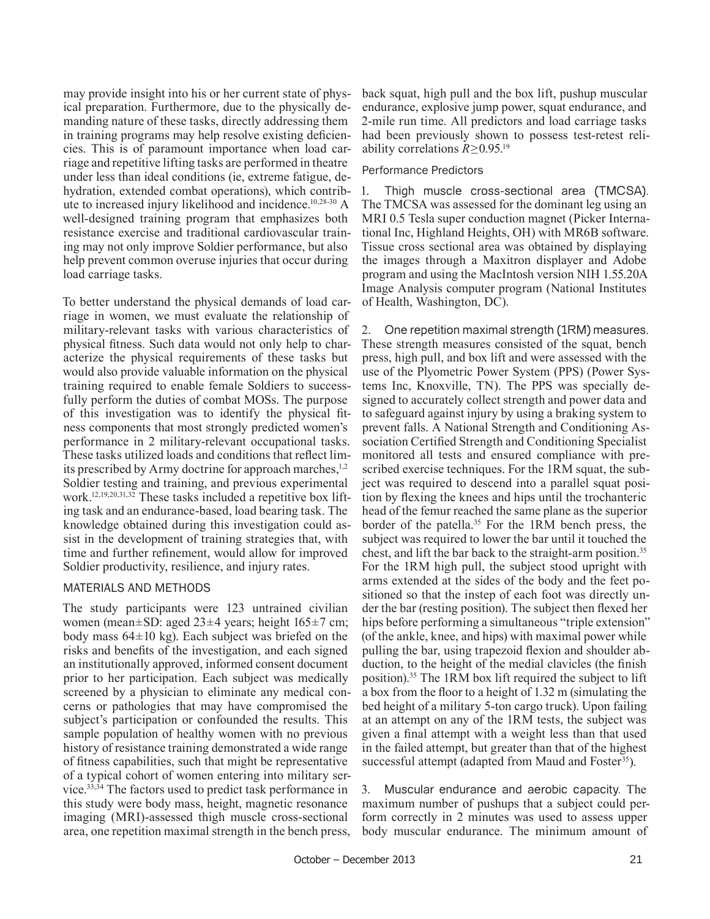may provide insight into his or her current state of physical preparation. Furthermore, due to the physically demanding nature of these tasks, directly addressing them in training programs may help resolve existing deficiencies. This is of paramount importance when load carriage and repetitive lifting tasks are performed in theatre under less than ideal conditions (ie, extreme fatigue, dehydration, extended combat operations), which contribute to increased injury likelihood and incidence.[10,28-30] A well-designed training program that emphasizes both resistance exercise and traditional cardiovascular training may not only improve Soldier performance, but also help prevent common overuse injuries that occur during load carriage tasks.

To better understand the physical demands of load carriage in women, we must evaluate the relationship of military-relevant tasks with various characteristics of physical fitness. Such data would not only help to characterize the physical requirements of these tasks but would also provide valuable information on the physical training required to enable female Soldiers to successfully perform the duties of combat MOSs. The purpose of this investigation was to identify the physical fitness components that most strongly predicted women's performance in 2 military-relevant occupational tasks. These tasks utilized loads and conditions that reflect limits prescribed by Army doctrine for approach marches,[1,2] Soldier testing and training, and previous experimental work.[12,19,20,31,32] These tasks included a repetitive box lifting task and an endurance-based, load bearing task. The knowledge obtained during this investigation could assist in the development of training strategies that, with time and further refinement, would allow for improved Soldier productivity, resilience, and injury rates.

## MATERIALS AND METHODS

The study participants were 123 untrained civilian women (mean±SD: aged 23±4 years; height 165±7 cm; body mass 64±10 kg). Each subject was briefed on the risks and benefits of the investigation, and each signed an institutionally approved, informed consent document prior to her participation. Each subject was medically screened by a physician to eliminate any medical concerns or pathologies that may have compromised the subject's participation or confounded the results. This sample population of healthy women with no previous history of resistance training demonstrated a wide range of fitness capabilities, such that might be representative of a typical cohort of women entering into military service.[33,34] The factors used to predict task performance in this study were body mass, height, magnetic resonance imaging (MRI)-assessed thigh muscle cross-sectional area, one repetition maximal strength in the bench press, back squat, high pull and the box lift, pushup muscular endurance, explosive jump power, squat endurance, and 2-mile run time. All predictors and load carriage tasks had been previously shown to possess test-retest reliability correlations $R \geq 0.95$.[19]

### Performance Predictors

1. Thigh muscle cross-sectional area (TMCSA). The TMCSA was assessed for the dominant leg using an MRI 0.5 Tesla super conduction magnet (Picker International Inc, Highland Heights, OH) with MR6B software. Tissue cross sectional area was obtained by displaying the images through a Maxitron displayer and Adobe program and using the MacIntosh version NIH 1.55.20A Image Analysis computer program (National Institutes of Health, Washington, DC).

2. One repetition maximal strength (1RM) measures. These strength measures consisted of the squat, bench press, high pull, and box lift and were assessed with the use of the Plyometric Power System (PPS) (Power Systems Inc, Knoxville, TN). The PPS was specially designed to accurately collect strength and power data and to safeguard against injury by using a braking system to prevent falls. A National Strength and Conditioning Association Certified Strength and Conditioning Specialist monitored all tests and ensured compliance with prescribed exercise techniques. For the 1RM squat, the subject was required to descend into a parallel squat position by flexing the knees and hips until the trochanteric head of the femur reached the same plane as the superior border of the patella.[35] For the 1RM bench press, the subject was required to lower the bar until it touched the chest, and lift the bar back to the straight-arm position.[35] For the 1RM high pull, the subject stood upright with arms extended at the sides of the body and the feet positioned so that the instep of each foot was directly under the bar (resting position). The subject then flexed her hips before performing a simultaneous "triple extension" (of the ankle, knee, and hips) with maximal power while pulling the bar, using trapezoid flexion and shoulder abduction, to the height of the medial clavicles (the finish position).[35] The 1RM box lift required the subject to lift a box from the floor to a height of 1.32 m (simulating the bed height of a military 5-ton cargo truck). Upon failing at an attempt on any of the 1RM tests, the subject was given a final attempt with a weight less than that used in the failed attempt, but greater than that of the highest successful attempt (adapted from Maud and Foster[35]).

3. Muscular endurance and aerobic capacity. The maximum number of pushups that a subject could perform correctly in 2 minutes was used to assess upper body muscular endurance. The minimum amount of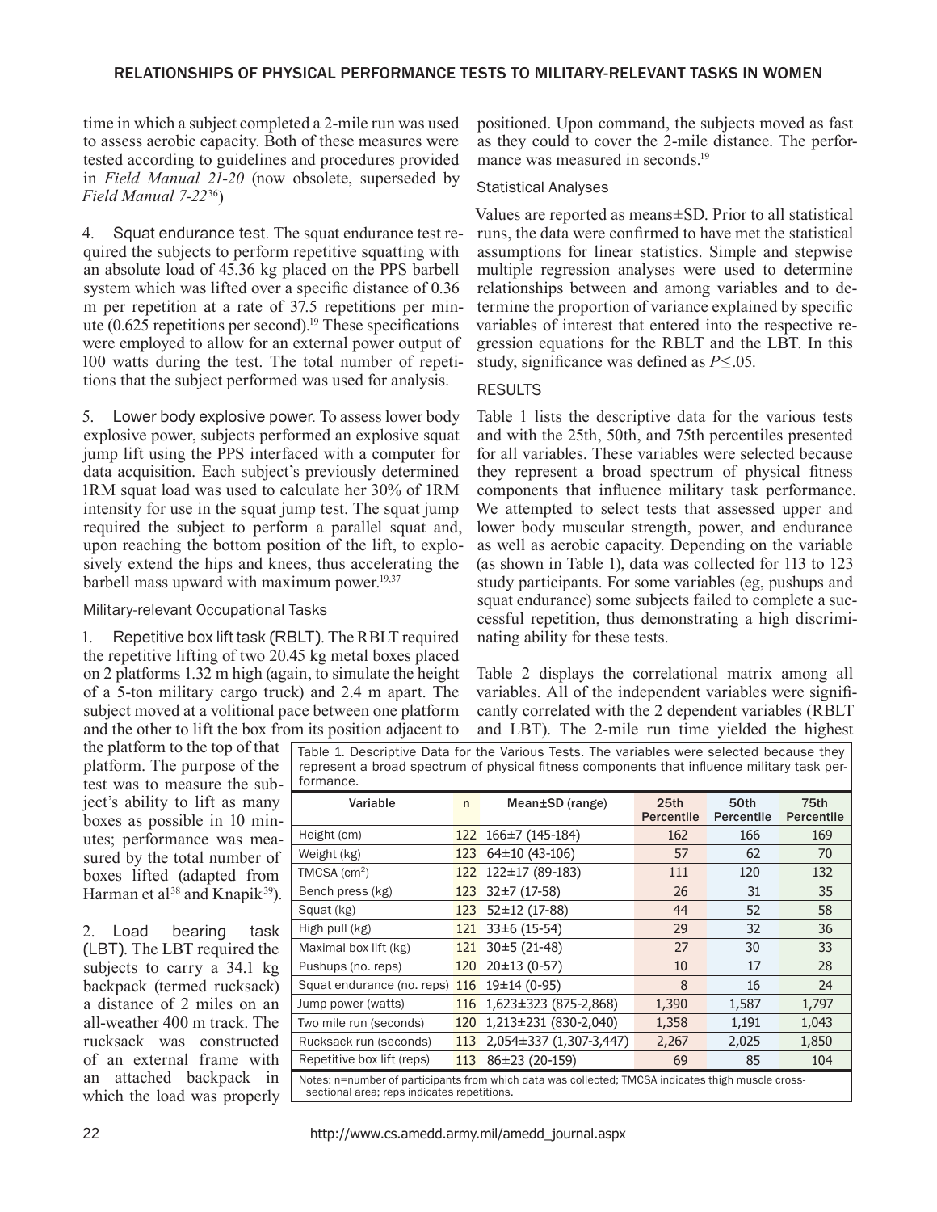time in which a subject completed a 2-mile run was used to assess aerobic capacity. Both of these measures were tested according to guidelines and procedures provided in *Field Manual 21-20* (now obsolete, superseded by *Field Manual 7-22*[36])

4. Squat endurance test. The squat endurance test required the subjects to perform repetitive squatting with an absolute load of 45.36 kg placed on the PPS barbell system which was lifted over a specific distance of 0.36 m per repetition at a rate of 37.5 repetitions per minute (0.625 repetitions per second).[19] These specifications were employed to allow for an external power output of 100 watts during the test. The total number of repetitions that the subject performed was used for analysis.

5. Lower body explosive power. To assess lower body explosive power, subjects performed an explosive squat jump lift using the PPS interfaced with a computer for data acquisition. Each subject's previously determined 1RM squat load was used to calculate her 30% of 1RM intensity for use in the squat jump test. The squat jump required the subject to perform a parallel squat and, upon reaching the bottom position of the lift, to explosively extend the hips and knees, thus accelerating the barbell mass upward with maximum power.[19,37]

### Military-relevant Occupational Tasks

1. Repetitive box lift task (RBLT). The RBLT required the repetitive lifting of two 20.45 kg metal boxes placed on 2 platforms 1.32 m high (again, to simulate the height of a 5-ton military cargo truck) and 2.4 m apart. The subject moved at a volitional pace between one platform and the other to lift the box from its position adjacent to the platform to the top of that platform. The purpose of the test was to measure the subject's ability to lift as many boxes as possible in 10 minutes; performance was measured by the total number of boxes lifted (adapted from Harman et al[38] and Knapik[39]).

2. Load bearing task (LBT). The LBT required the subjects to carry a 34.1 kg backpack (termed rucksack) a distance of 2 miles on an all-weather 400 m track. The rucksack was constructed of an external frame with an attached backpack in which the load was properly positioned. Upon command, the subjects moved as fast as they could to cover the 2-mile distance. The performance was measured in seconds.[19]

### Statistical Analyses

Values are reported as means±SD. Prior to all statistical runs, the data were confirmed to have met the statistical assumptions for linear statistics. Simple and stepwise multiple regression analyses were used to determine relationships between and among variables and to determine the proportion of variance explained by specific variables of interest that entered into the respective regression equations for the RBLT and the LBT. In this study, significance was defined as $P \leq .05$.

## RESULTS

Table 1 lists the descriptive data for the various tests and with the 25th, 50th, and 75th percentiles presented for all variables. These variables were selected because they represent a broad spectrum of physical fitness components that influence military task performance. We attempted to select tests that assessed upper and lower body muscular strength, power, and endurance as well as aerobic capacity. Depending on the variable (as shown in Table 1), data was collected for 113 to 123 study participants. For some variables (eg, pushups and squat endurance) some subjects failed to complete a successful repetition, thus demonstrating a high discriminating ability for these tests.

Table 2 displays the correlational matrix among all variables. All of the independent variables were significantly correlated with the 2 dependent variables (RBLT and LBT). The 2-mile run time yielded the highest

Table 1. Descriptive Data for the Various Tests. The variables were selected because they represent a broad spectrum of physical fitness components that influence military task performance.

| Variable | n | Mean±SD (range) | 25th Percentile | 50th Percentile | 75th Percentile |
|---|---|---|---|---|---|
| Height (cm) | 122 | 166±7 (145-184) | 162 | 166 | 169 |
| Weight (kg) | 123 | 64±10 (43-106) | 57 | 62 | 70 |
| TMCSA (cm²) | 122 | 122±17 (89-183) | 111 | 120 | 132 |
| Bench press (kg) | 123 | 32±7 (17-58) | 26 | 31 | 35 |
| Squat (kg) | 123 | 52±12 (17-88) | 44 | 52 | 58 |
| High pull (kg) | 121 | 33±6 (15-54) | 29 | 32 | 36 |
| Maximal box lift (kg) | 121 | 30±5 (21-48) | 27 | 30 | 33 |
| Pushups (no. reps) | 120 | 20±13 (0-57) | 10 | 17 | 28 |
| Squat endurance (no. reps) | 116 | 19±14 (0-95) | 8 | 16 | 24 |
| Jump power (watts) | 116 | 1,623±323 (875-2,868) | 1,390 | 1,587 | 1,797 |
| Two mile run (seconds) | 120 | 1,213±231 (830-2,040) | 1,358 | 1,191 | 1,043 |
| Rucksack run (seconds) | 113 | 2,054±337 (1,307-3,447) | 2,267 | 2,025 | 1,850 |
| Repetitive box lift (reps) | 113 | 86±23 (20-159) | 69 | 85 | 104 |

Notes: n=number of participants from which data was collected; TMCSA indicates thigh muscle cross-sectional area; reps indicates repetitions.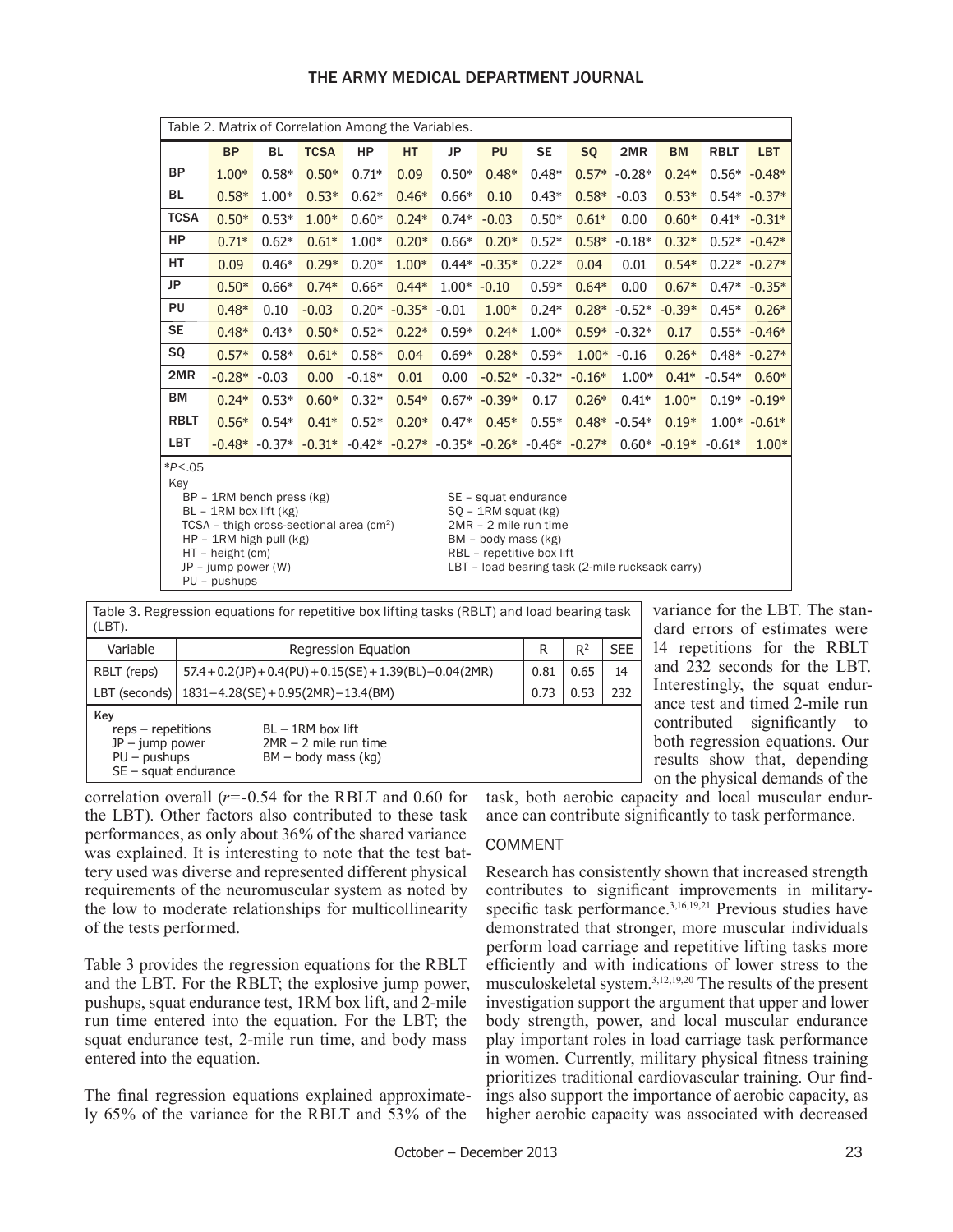Table 2. Matrix of Correlation Among the Variables.

| | BP | BL | TCSA | HP | HT | JP | PU | SE | SQ | 2MR | BM | RBLT | LBT |
|---|---|---|---|---|---|---|---|---|---|---|---|---|---|
| BP | 1.00* | 0.58* | 0.50* | 0.71* | 0.09 | 0.50* | 0.48* | 0.48* | 0.57* | -0.28* | 0.24* | 0.56* | -0.48* |
| BL | 0.58* | 1.00* | 0.53* | 0.62* | 0.46* | 0.66* | 0.10 | 0.43* | 0.58* | -0.03 | 0.53* | 0.54* | -0.37* |
| TCSA | 0.50* | 0.53* | 1.00* | 0.60* | 0.24* | 0.74* | -0.03 | 0.50* | 0.61* | 0.00 | 0.60* | 0.41* | -0.31* |
| HP | 0.71* | 0.62* | 0.61* | 1.00* | 0.20* | 0.66* | 0.20* | 0.52* | 0.58* | -0.18* | 0.32* | 0.52* | -0.42* |
| HT | 0.09 | 0.46* | 0.29* | 0.20* | 1.00* | 0.44* | -0.35* | 0.22* | 0.04 | 0.01 | 0.54* | 0.22* | -0.27* |
| JP | 0.50* | 0.66* | 0.74* | 0.66* | 0.44* | 1.00* | -0.10 | 0.59* | 0.64* | 0.00 | 0.67* | 0.47* | -0.35* |
| PU | 0.48* | 0.10 | -0.03 | 0.20* | -0.35* | -0.01 | 1.00* | 0.24* | 0.28* | -0.52* | -0.39* | 0.45* | 0.26* |
| SE | 0.48* | 0.43* | 0.50* | 0.52* | 0.22* | 0.59* | 0.24* | 1.00* | 0.59* | -0.32* | 0.17 | 0.55* | -0.46* |
| SQ | 0.57* | 0.58* | 0.61* | 0.58* | 0.04 | 0.69* | 0.28* | 0.59* | 1.00* | -0.16 | 0.26* | 0.48* | -0.27* |
| 2MR | -0.28* | -0.03 | 0.00 | -0.18* | 0.01 | 0.00 | -0.52* | -0.32* | -0.16* | 1.00* | 0.41* | -0.54* | 0.60* |
| BM | 0.24* | 0.53* | 0.60* | 0.32* | 0.54* | 0.67* | -0.39* | 0.17 | 0.26* | 0.41* | 1.00* | 0.19* | -0.19* |
| RBLT | 0.56* | 0.54* | 0.41* | 0.52* | 0.20* | 0.47* | 0.45* | 0.55* | 0.48* | -0.54* | 0.19* | 1.00* | -0.61* |
| LBT | -0.48* | -0.37* | -0.31* | -0.42* | -0.27* | -0.35* | -0.26* | -0.46* | -0.27* | 0.60* | -0.19* | -0.61* | 1.00* |

*$P \leq .05$

Key
- BP – 1RM bench press (kg)
- BL – 1RM box lift (kg)
- TCSA – thigh cross-sectional area ($cm^2$)
- HP – 1RM high pull (kg)
- HT – height (cm)
- JP – jump power (W)
- PU – pushups
- SE – squat endurance
- SQ – 1RM squat (kg)
- 2MR – 2 mile run time
- BM – body mass (kg)
- RBL – repetitive box lift
- LBT – load bearing task (2-mile rucksack carry)

Table 3. Regression equations for repetitive box lifting tasks (RBLT) and load bearing task (LBT).

| Variable | Regression Equation | R | $R^2$ | SEE |
|---|---|---|---|---|
| RBLT (reps) | $57.4 + 0.2(JP) + 0.4(PU) + 0.15(SE) + 1.39(BL) - 0.04(2MR)$ | 0.81 | 0.65 | 14 |
| LBT (seconds) | $1831 - 4.28(SE) + 0.95(2MR) - 13.4(BM)$ | 0.73 | 0.53 | 232 |

Key
- reps – repetitions
- JP – jump power
- PU – pushups
- SE – squat endurance
- BL – 1RM box lift
- 2MR – 2 mile run time
- BM – body mass (kg)

correlation overall ($r$=-0.54 for the RBLT and 0.60 for the LBT). Other factors also contributed to these task performances, as only about 36% of the shared variance was explained. It is interesting to note that the test battery used was diverse and represented different physical requirements of the neuromuscular system as noted by the low to moderate relationships for multicollinearity of the tests performed.

Table 3 provides the regression equations for the RBLT and the LBT. For the RBLT; the explosive jump power, pushups, squat endurance test, 1RM box lift, and 2-mile run time entered into the equation. For the LBT; the squat endurance test, 2-mile run time, and body mass entered into the equation.

The final regression equations explained approximately 65% of the variance for the RBLT and 53% of the variance for the LBT. The standard errors of estimates were 14 repetitions for the RBLT and 232 seconds for the LBT. Interestingly, the squat endurance test and timed 2-mile run contributed significantly to both regression equations. Our results show that, depending on the physical demands of the task, both aerobic capacity and local muscular endurance can contribute significantly to task performance.

## COMMENT

Research has consistently shown that increased strength contributes to significant improvements in military-specific task performance.[3,16,19,21] Previous studies have demonstrated that stronger, more muscular individuals perform load carriage and repetitive lifting tasks more efficiently and with indications of lower stress to the musculoskeletal system.[3,12,19,20] The results of the present investigation support the argument that upper and lower body strength, power, and local muscular endurance play important roles in load carriage task performance in women. Currently, military physical fitness training prioritizes traditional cardiovascular training. Our findings also support the importance of aerobic capacity, as higher aerobic capacity was associated with decreased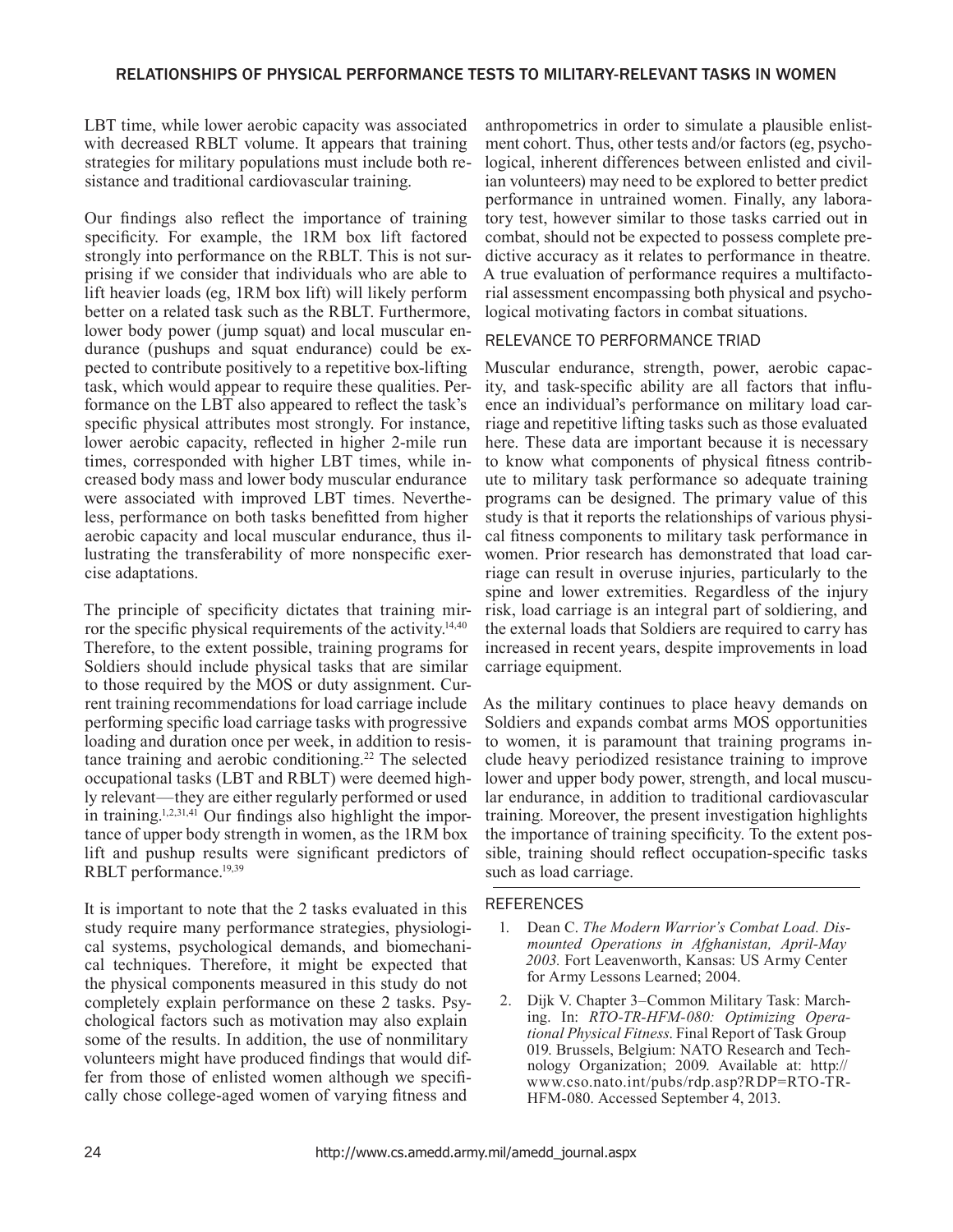LBT time, while lower aerobic capacity was associated with decreased RBLT volume. It appears that training strategies for military populations must include both resistance and traditional cardiovascular training.

Our findings also reflect the importance of training specificity. For example, the 1RM box lift factored strongly into performance on the RBLT. This is not surprising if we consider that individuals who are able to lift heavier loads (eg, 1RM box lift) will likely perform better on a related task such as the RBLT. Furthermore, lower body power (jump squat) and local muscular endurance (pushups and squat endurance) could be expected to contribute positively to a repetitive box-lifting task, which would appear to require these qualities. Performance on the LBT also appeared to reflect the task's specific physical attributes most strongly. For instance, lower aerobic capacity, reflected in higher 2-mile run times, corresponded with higher LBT times, while increased body mass and lower body muscular endurance were associated with improved LBT times. Nevertheless, performance on both tasks benefitted from higher aerobic capacity and local muscular endurance, thus illustrating the transferability of more nonspecific exercise adaptations.

The principle of specificity dictates that training mirror the specific physical requirements of the activity.[14,40] Therefore, to the extent possible, training programs for Soldiers should include physical tasks that are similar to those required by the MOS or duty assignment. Current training recommendations for load carriage include performing specific load carriage tasks with progressive loading and duration once per week, in addition to resistance training and aerobic conditioning.[22] The selected occupational tasks (LBT and RBLT) were deemed highly relevant—they are either regularly performed or used in training.[1,2,31,41] Our findings also highlight the importance of upper body strength in women, as the 1RM box lift and pushup results were significant predictors of RBLT performance.[19,39]

It is important to note that the 2 tasks evaluated in this study require many performance strategies, physiological systems, psychological demands, and biomechanical techniques. Therefore, it might be expected that the physical components measured in this study do not completely explain performance on these 2 tasks. Psychological factors such as motivation may also explain some of the results. In addition, the use of nonmilitary volunteers might have produced findings that would differ from those of enlisted women although we specifically chose college-aged women of varying fitness and anthropometrics in order to simulate a plausible enlistment cohort. Thus, other tests and/or factors (eg, psychological, inherent differences between enlisted and civilian volunteers) may need to be explored to better predict performance in untrained women. Finally, any laboratory test, however similar to those tasks carried out in combat, should not be expected to possess complete predictive accuracy as it relates to performance in theatre. A true evaluation of performance requires a multifactorial assessment encompassing both physical and psychological motivating factors in combat situations.

## RELEVANCE TO PERFORMANCE TRIAD

Muscular endurance, strength, power, aerobic capacity, and task-specific ability are all factors that influence an individual's performance on military load carriage and repetitive lifting tasks such as those evaluated here. These data are important because it is necessary to know what components of physical fitness contribute to military task performance so adequate training programs can be designed. The primary value of this study is that it reports the relationships of various physical fitness components to military task performance in women. Prior research has demonstrated that load carriage can result in overuse injuries, particularly to the spine and lower extremities. Regardless of the injury risk, load carriage is an integral part of soldiering, and the external loads that Soldiers are required to carry has increased in recent years, despite improvements in load carriage equipment.

As the military continues to place heavy demands on Soldiers and expands combat arms MOS opportunities to women, it is paramount that training programs include heavy periodized resistance training to improve lower and upper body power, strength, and local muscular endurance, in addition to traditional cardiovascular training. Moreover, the present investigation highlights the importance of training specificity. To the extent possible, training should reflect occupation-specific tasks such as load carriage.

## REFERENCES

1. Dean C. *The Modern Warrior's Combat Load. Dismounted Operations in Afghanistan, April-May 2003.* Fort Leavenworth, Kansas: US Army Center for Army Lessons Learned; 2004.
2. Dijk V. Chapter 3–Common Military Task: Marching. In: *RTO-TR-HFM-080: Optimizing Operational Physical Fitness*. Final Report of Task Group 019. Brussels, Belgium: NATO Research and Technology Organization; 2009. Available at: http://www.cso.nato.int/pubs/rdp.asp?RDP=RTO-TR-HFM-080. Accessed September 4, 2013.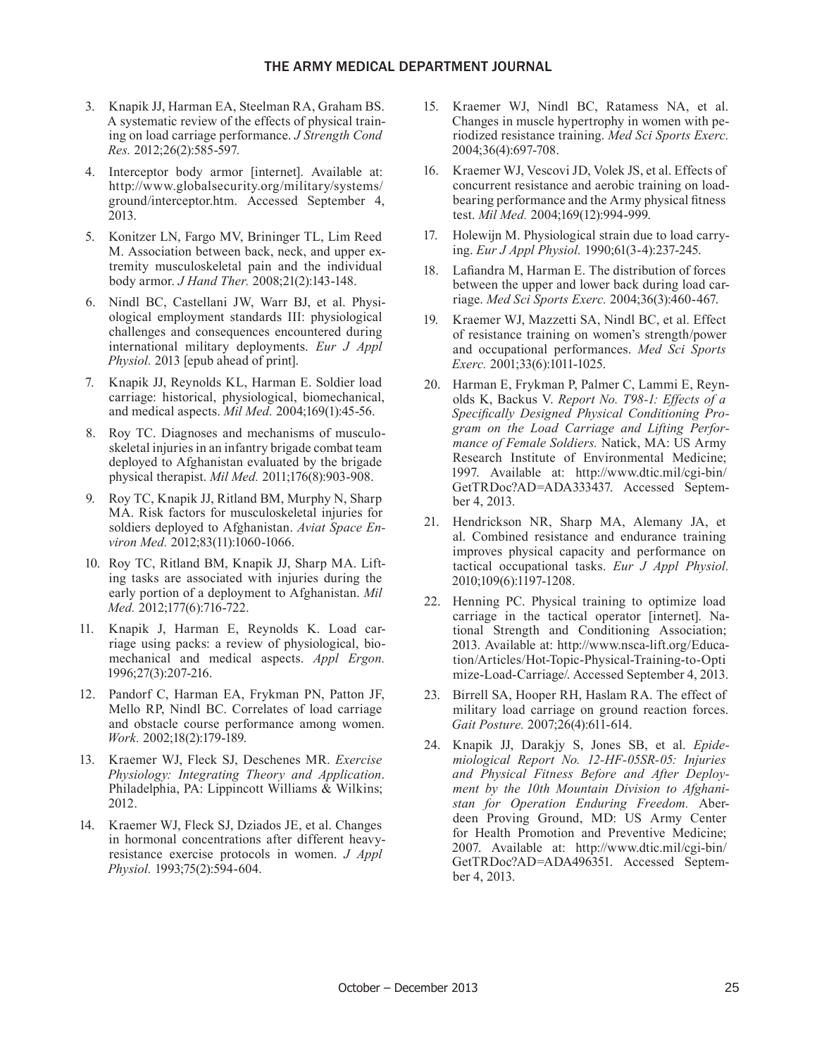3. Knapik JJ, Harman EA, Steelman RA, Graham BS. A systematic review of the effects of physical training on load carriage performance. *J Strength Cond Res.* 2012;26(2):585-597.
4. Interceptor body armor [internet]. Available at: http://www.globalsecurity.org/military/systems/ground/interceptor.htm. Accessed September 4, 2013.
5. Konitzer LN, Fargo MV, Brininger TL, Lim Reed M. Association between back, neck, and upper extremity musculoskeletal pain and the individual body armor. *J Hand Ther.* 2008;21(2):143-148.
6. Nindl BC, Castellani JW, Warr BJ, et al. Physiological employment standards III: physiological challenges and consequences encountered during international military deployments. *Eur J Appl Physiol.* 2013 [epub ahead of print].
7. Knapik JJ, Reynolds KL, Harman E. Soldier load carriage: historical, physiological, biomechanical, and medical aspects. *Mil Med.* 2004;169(1):45-56.
8. Roy TC. Diagnoses and mechanisms of musculoskeletal injuries in an infantry brigade combat team deployed to Afghanistan evaluated by the brigade physical therapist. *Mil Med.* 2011;176(8):903-908.
9. Roy TC, Knapik JJ, Ritland BM, Murphy N, Sharp MA. Risk factors for musculoskeletal injuries for soldiers deployed to Afghanistan. *Aviat Space Environ Med.* 2012;83(11):1060-1066.
10. Roy TC, Ritland BM, Knapik JJ, Sharp MA. Lifting tasks are associated with injuries during the early portion of a deployment to Afghanistan. *Mil Med.* 2012;177(6):716-722.
11. Knapik J, Harman E, Reynolds K. Load carriage using packs: a review of physiological, biomechanical and medical aspects. *Appl Ergon.* 1996;27(3):207-216.
12. Pandorf C, Harman EA, Frykman PN, Patton JF, Mello RP, Nindl BC. Correlates of load carriage and obstacle course performance among women. *Work.* 2002;18(2):179-189.
13. Kraemer WJ, Fleck SJ, Deschenes MR. *Exercise Physiology: Integrating Theory and Application*. Philadelphia, PA: Lippincott Williams & Wilkins; 2012.
14. Kraemer WJ, Fleck SJ, Dziados JE, et al. Changes in hormonal concentrations after different heavy-resistance exercise protocols in women. *J Appl Physiol.* 1993;75(2):594-604.
15. Kraemer WJ, Nindl BC, Ratamess NA, et al. Changes in muscle hypertrophy in women with periodized resistance training. *Med Sci Sports Exerc.* 2004;36(4):697-708.
16. Kraemer WJ, Vescovi JD, Volek JS, et al. Effects of concurrent resistance and aerobic training on load-bearing performance and the Army physical fitness test. *Mil Med.* 2004;169(12):994-999.
17. Holewijn M. Physiological strain due to load carrying. *Eur J Appl Physiol.* 1990;61(3-4):237-245.
18. Lafiandra M, Harman E. The distribution of forces between the upper and lower back during load carriage. *Med Sci Sports Exerc.* 2004;36(3):460-467.
19. Kraemer WJ, Mazzetti SA, Nindl BC, et al. Effect of resistance training on women's strength/power and occupational performances. *Med Sci Sports Exerc.* 2001;33(6):1011-1025.
20. Harman E, Frykman P, Palmer C, Lammi E, Reynolds K, Backus V. *Report No. T98-1: Effects of a Specifically Designed Physical Conditioning Program on the Load Carriage and Lifting Performance of Female Soldiers.* Natick, MA: US Army Research Institute of Environmental Medicine; 1997. Available at: http://www.dtic.mil/cgi-bin/GetTRDoc?AD=ADA333437. Accessed September 4, 2013.
21. Hendrickson NR, Sharp MA, Alemany JA, et al. Combined resistance and endurance training improves physical capacity and performance on tactical occupational tasks. *Eur J Appl Physiol.* 2010;109(6):1197-1208.
22. Henning PC. Physical training to optimize load carriage in the tactical operator [internet]. National Strength and Conditioning Association; 2013. Available at: http://www.nsca-lift.org/Education/Articles/Hot-Topic-Physical-Training-to-Optimize-Load-Carriage/. Accessed September 4, 2013.
23. Birrell SA, Hooper RH, Haslam RA. The effect of military load carriage on ground reaction forces. *Gait Posture.* 2007;26(4):611-614.
24. Knapik JJ, Darakjy S, Jones SB, et al. *Epidemiological Report No. 12-HF-05SR-05: Injuries and Physical Fitness Before and After Deployment by the 10th Mountain Division to Afghanistan for Operation Enduring Freedom.* Aberdeen Proving Ground, MD: US Army Center for Health Promotion and Preventive Medicine; 2007. Available at: http://www.dtic.mil/cgi-bin/GetTRDoc?AD=ADA496351. Accessed September 4, 2013.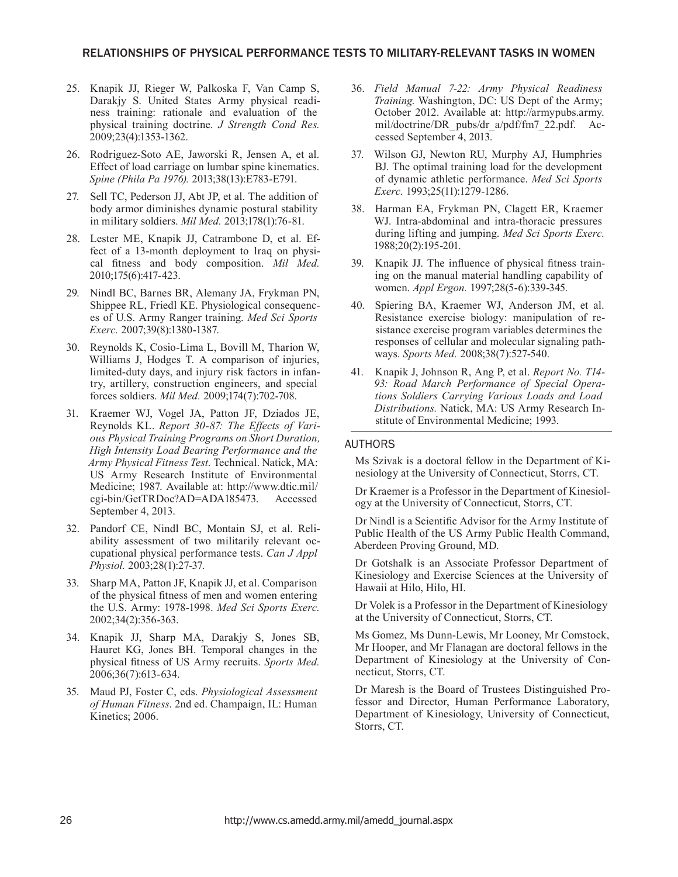25. Knapik JJ, Rieger W, Palkoska F, Van Camp S, Darakjy S. United States Army physical readiness training: rationale and evaluation of the physical training doctrine. *J Strength Cond Res.* 2009;23(4):1353-1362.

26. Rodriguez-Soto AE, Jaworski R, Jensen A, et al. Effect of load carriage on lumbar spine kinematics. *Spine (Phila Pa 1976).* 2013;38(13):E783-E791.

27. Sell TC, Pederson JJ, Abt JP, et al. The addition of body armor diminishes dynamic postural stability in military soldiers. *Mil Med.* 2013;178(1):76-81.

28. Lester ME, Knapik JJ, Catrambone D, et al. Effect of a 13-month deployment to Iraq on physical fitness and body composition. *Mil Med.* 2010;175(6):417-423.

29. Nindl BC, Barnes BR, Alemany JA, Frykman PN, Shippee RL, Friedl KE. Physiological consequences of U.S. Army Ranger training. *Med Sci Sports Exerc.* 2007;39(8):1380-1387.

30. Reynolds K, Cosio-Lima L, Bovill M, Tharion W, Williams J, Hodges T. A comparison of injuries, limited-duty days, and injury risk factors in infantry, artillery, construction engineers, and special forces soldiers. *Mil Med.* 2009;174(7):702-708.

31. Kraemer WJ, Vogel JA, Patton JF, Dziados JE, Reynolds KL. *Report 30-87: The Effects of Various Physical Training Programs on Short Duration, High Intensity Load Bearing Performance and the Army Physical Fitness Test.* Technical. Natick, MA: US Army Research Institute of Environmental Medicine; 1987. Available at: http://www.dtic.mil/cgi-bin/GetTRDoc?AD=ADA185473. Accessed September 4, 2013.

32. Pandorf CE, Nindl BC, Montain SJ, et al. Reliability assessment of two militarily relevant occupational physical performance tests. *Can J Appl Physiol.* 2003;28(1):27-37.

33. Sharp MA, Patton JF, Knapik JJ, et al. Comparison of the physical fitness of men and women entering the U.S. Army: 1978-1998. *Med Sci Sports Exerc.* 2002;34(2):356-363.

34. Knapik JJ, Sharp MA, Darakjy S, Jones SB, Hauret KG, Jones BH. Temporal changes in the physical fitness of US Army recruits. *Sports Med.* 2006;36(7):613-634.

35. Maud PJ, Foster C, eds. *Physiological Assessment of Human Fitness*. 2nd ed. Champaign, IL: Human Kinetics; 2006.

36. *Field Manual 7-22: Army Physical Readiness Training.* Washington, DC: US Dept of the Army; October 2012. Available at: http://armypubs.army.mil/doctrine/DR_pubs/dr_a/pdf/fm7_22.pdf. Accessed September 4, 2013.

37. Wilson GJ, Newton RU, Murphy AJ, Humphries BJ. The optimal training load for the development of dynamic athletic performance. *Med Sci Sports Exerc.* 1993;25(11):1279-1286.

38. Harman EA, Frykman PN, Clagett ER, Kraemer WJ. Intra-abdominal and intra-thoracic pressures during lifting and jumping. *Med Sci Sports Exerc.* 1988;20(2):195-201.

39. Knapik JJ. The influence of physical fitness training on the manual material handling capability of women. *Appl Ergon.* 1997;28(5-6):339-345.

40. Spiering BA, Kraemer WJ, Anderson JM, et al. Resistance exercise biology: manipulation of resistance exercise program variables determines the responses of cellular and molecular signaling pathways. *Sports Med.* 2008;38(7):527-540.

41. Knapik J, Johnson R, Ang P, et al. *Report No. T14-93: Road March Performance of Special Operations Soldiers Carrying Various Loads and Load Distributions.* Natick, MA: US Army Research Institute of Environmental Medicine; 1993.

## AUTHORS

Ms Szivak is a doctoral fellow in the Department of Kinesiology at the University of Connecticut, Storrs, CT.

Dr Kraemer is a Professor in the Department of Kinesiology at the University of Connecticut, Storrs, CT.

Dr Nindl is a Scientific Advisor for the Army Institute of Public Health of the US Army Public Health Command, Aberdeen Proving Ground, MD.

Dr Gotshalk is an Associate Professor Department of Kinesiology and Exercise Sciences at the University of Hawaii at Hilo, Hilo, HI.

Dr Volek is a Professor in the Department of Kinesiology at the University of Connecticut, Storrs, CT.

Ms Gomez, Ms Dunn-Lewis, Mr Looney, Mr Comstock, Mr Hooper, and Mr Flanagan are doctoral fellows in the Department of Kinesiology at the University of Connecticut, Storrs, CT.

Dr Maresh is the Board of Trustees Distinguished Professor and Director, Human Performance Laboratory, Department of Kinesiology, University of Connecticut, Storrs, CT.